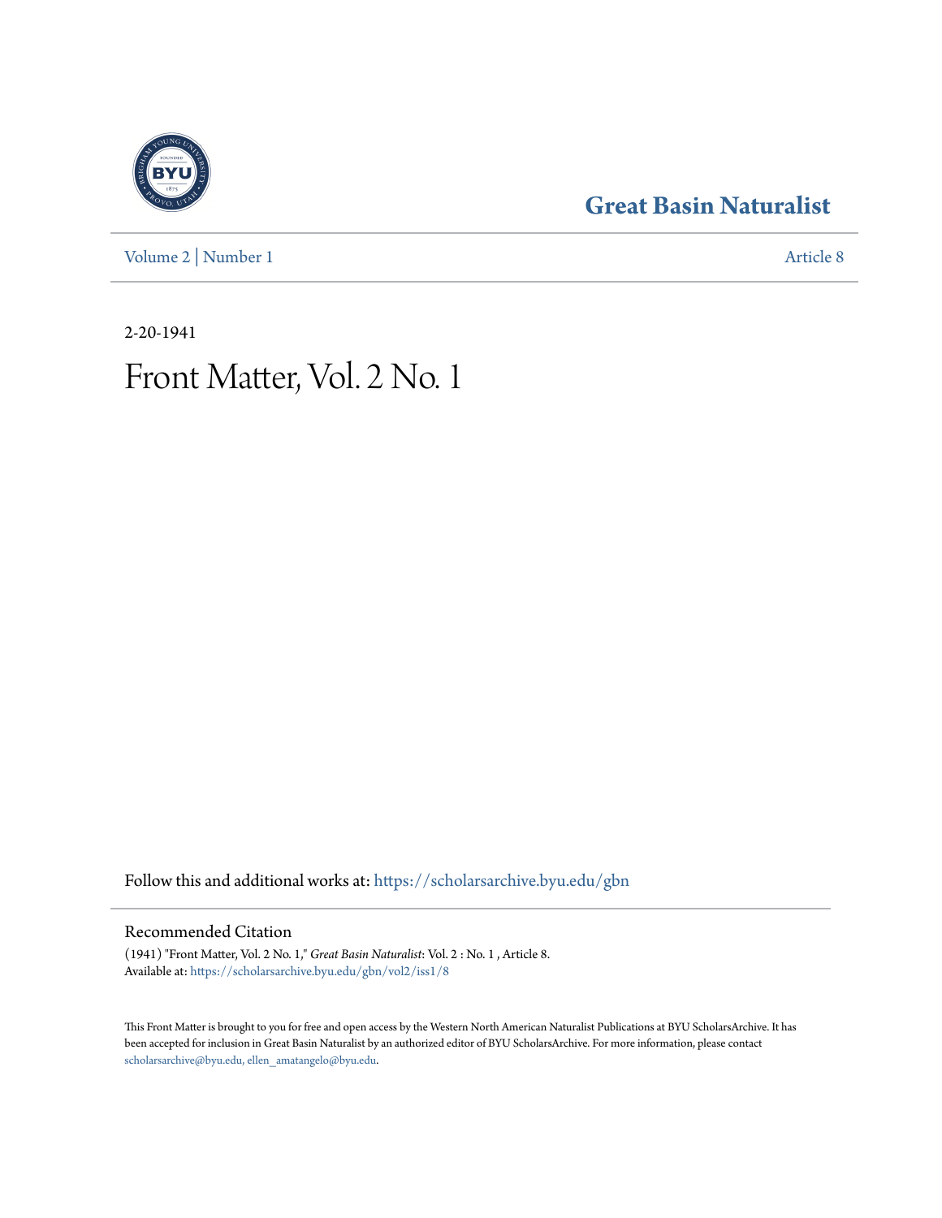# Great Basin Naturalist

Volume 2 | Number 1

Article 8

2-20-1941

# Front Matter, Vol. 2 No. 1

Follow this and additional works at: https://scholarsarchive.byu.edu/gbn

## Recommended Citation

(1941) "Front Matter, Vol. 2 No. 1," *Great Basin Naturalist*: Vol. 2 : No. 1 , Article 8.
Available at: https://scholarsarchive.byu.edu/gbn/vol2/iss1/8

This Front Matter is brought to you for free and open access by the Western North American Naturalist Publications at BYU ScholarsArchive. It has been accepted for inclusion in Great Basin Naturalist by an authorized editor of BYU ScholarsArchive. For more information, please contact scholarsarchive@byu.edu, ellen_amatangelo@byu.edu.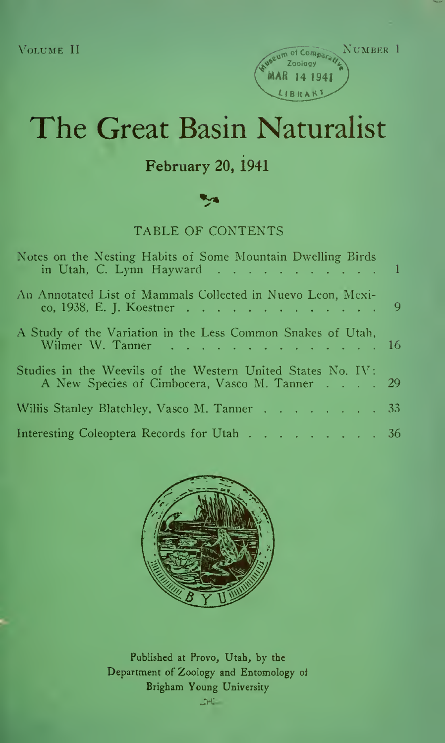Volume II Number 1

# The Great Basin Naturalist

**February 20, 1941**

TABLE OF CONTENTS

| | |
|---|---|
| Notes on the Nesting Habits of Some Mountain Dwelling Birds in Utah, C. Lynn Hayward | 1 |
| An Annotated List of Mammals Collected in Nuevo Leon, Mexico, 1938, E. J. Koestner | 9 |
| A Study of the Variation in the Less Common Snakes of Utah, Wilmer W. Tanner | 16 |
| Studies in the Weevils of the Western United States No. IV: A New Species of Cimbocera, Vasco M. Tanner | 29 |
| Willis Stanley Blatchley, Vasco M. Tanner | 33 |
| Interesting Coleoptera Records for Utah | 36 |

Published at Provo, Utah, by the
Department of Zoology and Entomology of
Brigham Young University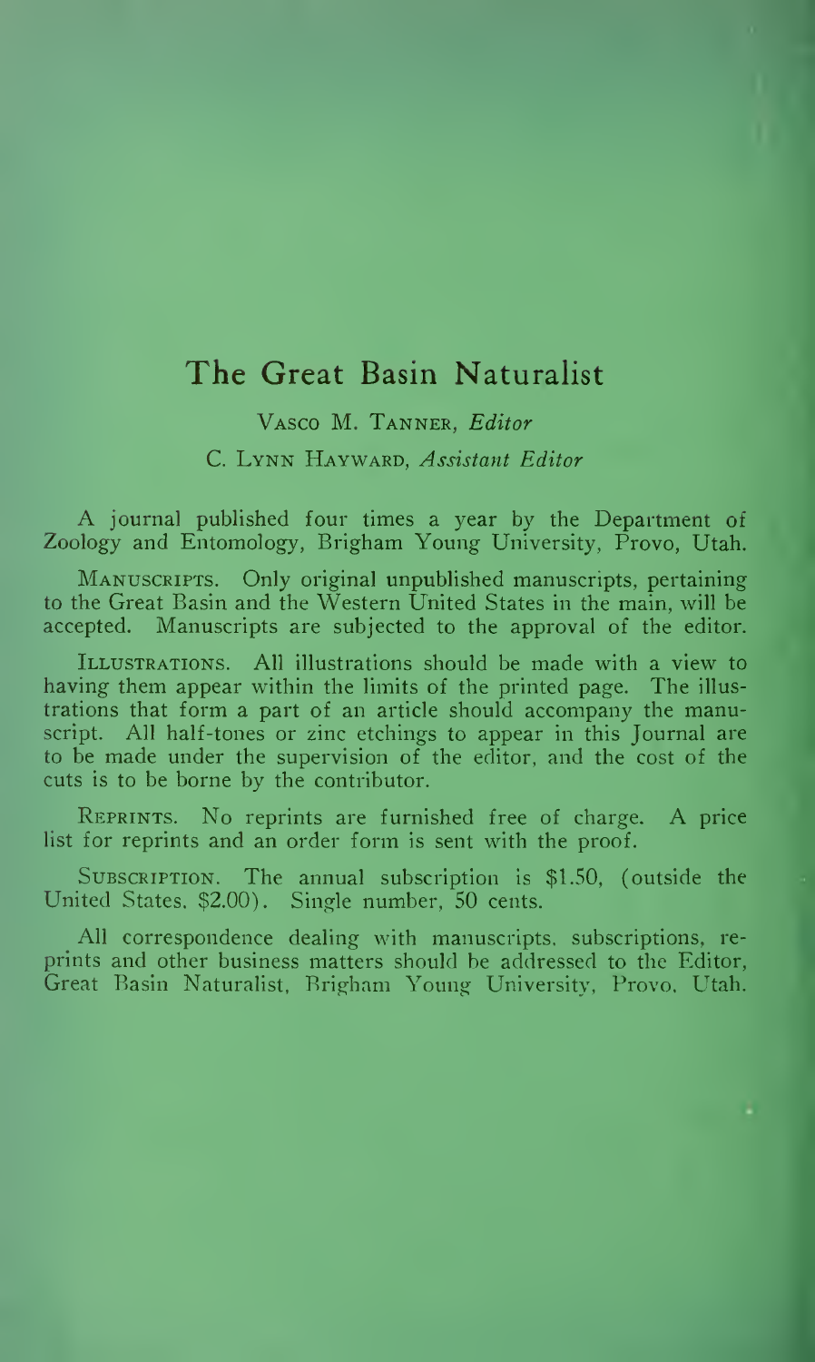# The Great Basin Naturalist

Vasco M. Tanner, *Editor*

C. Lynn Hayward, *Assistant Editor*

A journal published four times a year by the Department of Zoology and Entomology, Brigham Young University, Provo, Utah.

Manuscripts. Only original unpublished manuscripts, pertaining to the Great Basin and the Western United States in the main, will be accepted. Manuscripts are subjected to the approval of the editor.

Illustrations. All illustrations should be made with a view to having them appear within the limits of the printed page. The illustrations that form a part of an article should accompany the manuscript. All half-tones or zinc etchings to appear in this Journal are to be made under the supervision of the editor, and the cost of the cuts is to be borne by the contributor.

Reprints. No reprints are furnished free of charge. A price list for reprints and an order form is sent with the proof.

Subscription. The annual subscription is $1.50, (outside the United States, $2.00). Single number, 50 cents.

All correspondence dealing with manuscripts, subscriptions, reprints and other business matters should be addressed to the Editor, Great Basin Naturalist, Brigham Young University, Provo, Utah.